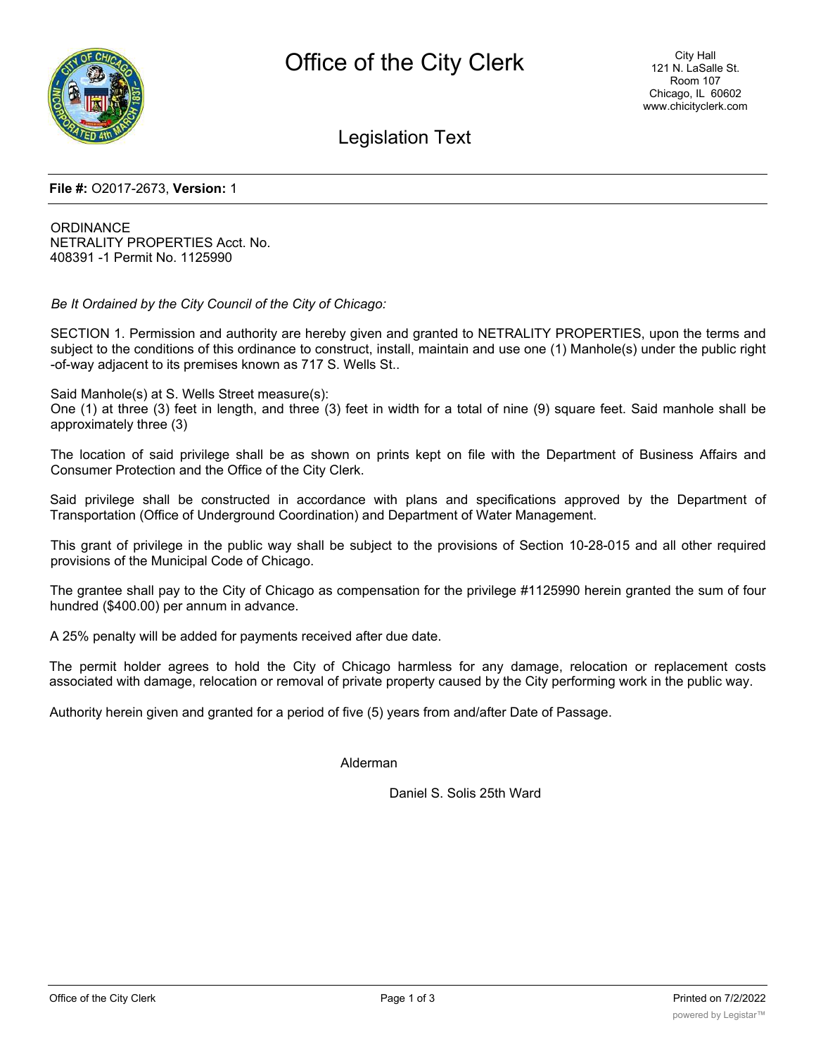# Office of the City Clerk

City Hall
121 N. LaSalle St.
Room 107
Chicago, IL 60602
www.chicityclerk.com

## Legislation Text

**File #:** O2017-2673, **Version:** 1

ORDINANCE
NETRALITY PROPERTIES Acct. No.
408391 -1 Permit No. 1125990

*Be It Ordained by the City Council of the City of Chicago:*

SECTION 1. Permission and authority are hereby given and granted to NETRALITY PROPERTIES, upon the terms and subject to the conditions of this ordinance to construct, install, maintain and use one (1) Manhole(s) under the public right -of-way adjacent to its premises known as 717 S. Wells St..

Said Manhole(s) at S. Wells Street measure(s):
One (1) at three (3) feet in length, and three (3) feet in width for a total of nine (9) square feet. Said manhole shall be approximately three (3)

The location of said privilege shall be as shown on prints kept on file with the Department of Business Affairs and Consumer Protection and the Office of the City Clerk.

Said privilege shall be constructed in accordance with plans and specifications approved by the Department of Transportation (Office of Underground Coordination) and Department of Water Management.

This grant of privilege in the public way shall be subject to the provisions of Section 10-28-015 and all other required provisions of the Municipal Code of Chicago.

The grantee shall pay to the City of Chicago as compensation for the privilege #1125990 herein granted the sum of four hundred ($400.00) per annum in advance.

A 25% penalty will be added for payments received after due date.

The permit holder agrees to hold the City of Chicago harmless for any damage, relocation or replacement costs associated with damage, relocation or removal of private property caused by the City performing work in the public way.

Authority herein given and granted for a period of five (5) years from and/after Date of Passage.

Alderman

Daniel S. Solis 25th Ward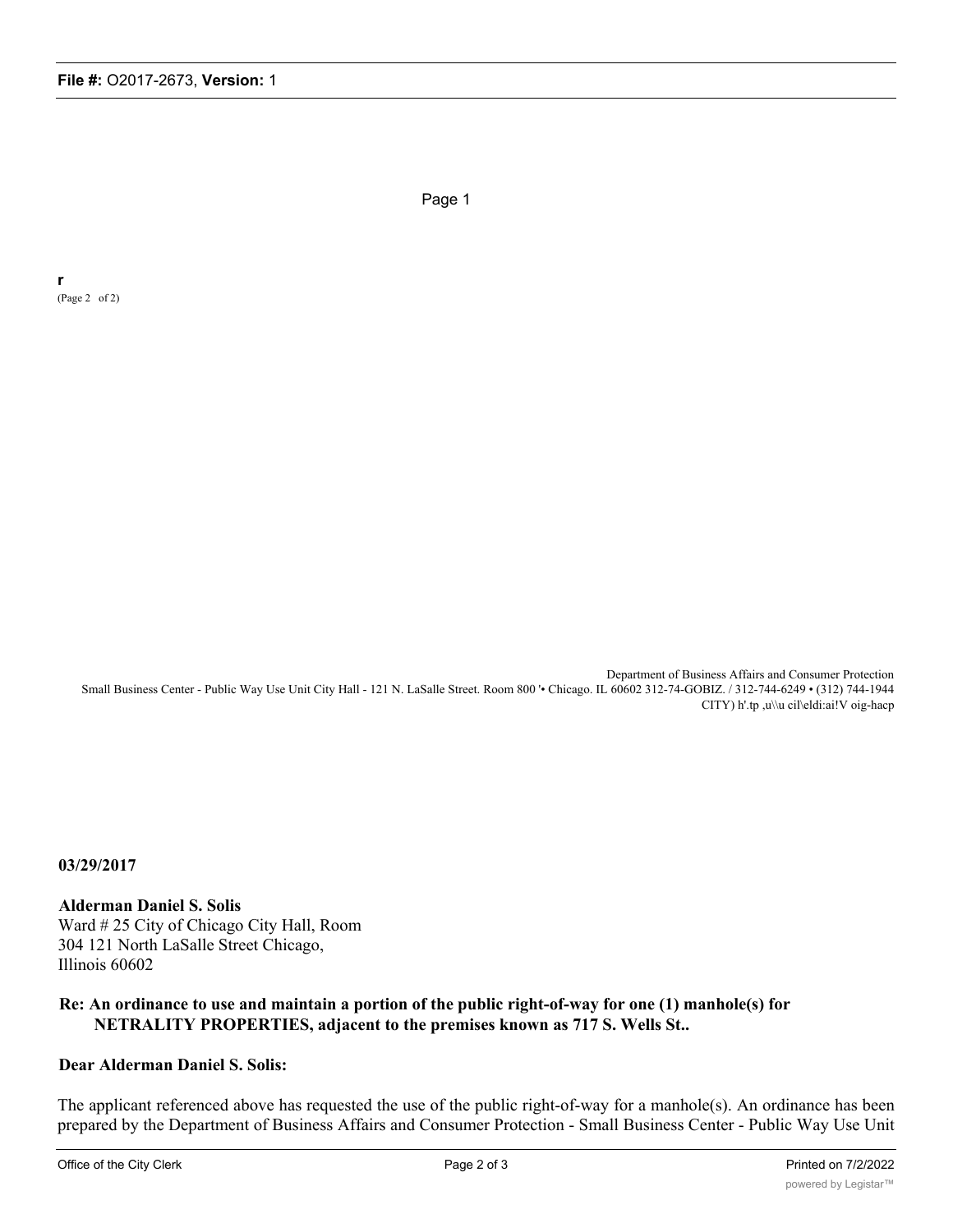r

(Page 2 of 2)

Department of Business Affairs and Consumer Protection
Small Business Center - Public Way Use Unit City Hall - 121 N. LaSalle Street. Room 800 '• Chicago. IL 60602 312-74-GOBIZ. / 312-744-6249 • (312) 744-1944
CITY) h'.tp ,u\\u cil\eldi:ai!V oig-hacp

**03/29/2017**

**Alderman Daniel S. Solis**
Ward # 25 City of Chicago City Hall, Room 304 121 North LaSalle Street Chicago, Illinois 60602

**Re: An ordinance to use and maintain a portion of the public right-of-way for one (1) manhole(s) for NETRALITY PROPERTIES, adjacent to the premises known as 717 S. Wells St..**

**Dear Alderman Daniel S. Solis:**

The applicant referenced above has requested the use of the public right-of-way for a manhole(s). An ordinance has been prepared by the Department of Business Affairs and Consumer Protection - Small Business Center - Public Way Use Unit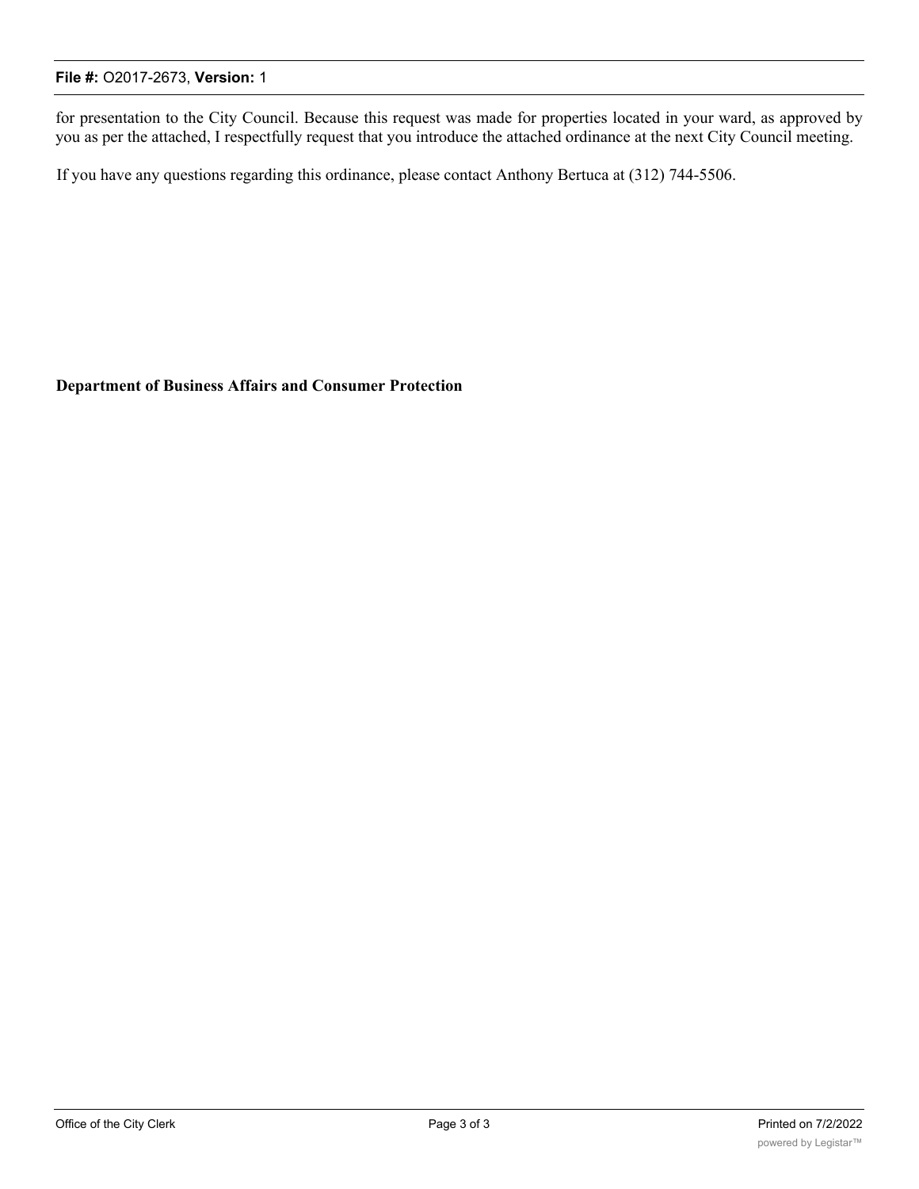for presentation to the City Council. Because this request was made for properties located in your ward, as approved by you as per the attached, I respectfully request that you introduce the attached ordinance at the next City Council meeting.

If you have any questions regarding this ordinance, please contact Anthony Bertuca at (312) 744-5506.

**Department of Business Affairs and Consumer Protection**